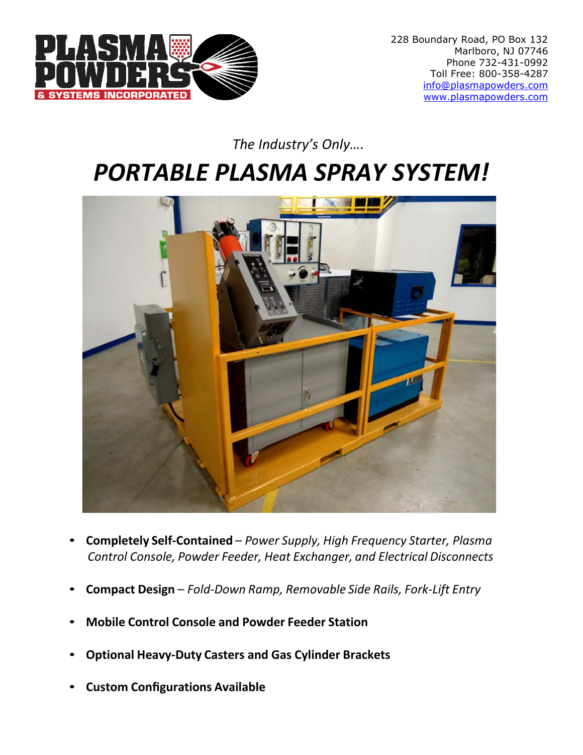PLASMA POWDERS & SYSTEMS INCORPORATED

228 Boundary Road, PO Box 132
Marlboro, NJ 07746
Phone 732-431-0992
Toll Free: 800-358-4287
info@plasmapowders.com
www.plasmapowders.com

*The Industry's Only….*

# *PORTABLE PLASMA SPRAY SYSTEM!*

- **Completely Self-Contained** – *Power Supply, High Frequency Starter, Plasma Control Console, Powder Feeder, Heat Exchanger, and Electrical Disconnects*
- **Compact Design** – *Fold-Down Ramp, Removable Side Rails, Fork-Lift Entry*
- **Mobile Control Console and Powder Feeder Station**
- **Optional Heavy-Duty Casters and Gas Cylinder Brackets**
- **Custom Configurations Available**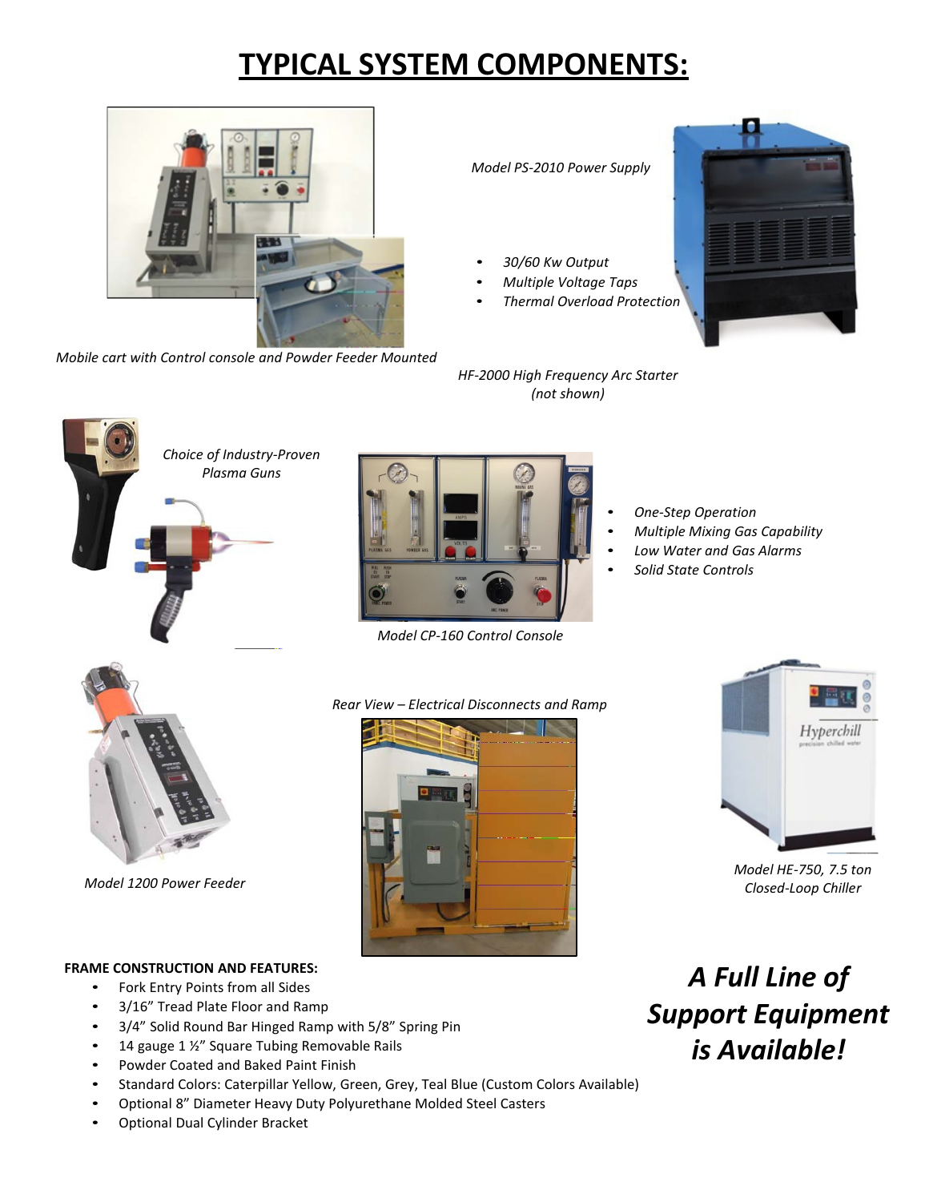# TYPICAL SYSTEM COMPONENTS:

*Mobile cart with Control console and Powder Feeder Mounted*

*Model PS-2010 Power Supply*

- *30/60 Kw Output*
- *Multiple Voltage Taps*
- *Thermal Overload Protection*

*HF-2000 High Frequency Arc Starter (not shown)*

*Choice of Industry-Proven Plasma Guns*

*Model CP-160 Control Console*

- *One-Step Operation*
- *Multiple Mixing Gas Capability*
- *Low Water and Gas Alarms*
- *Solid State Controls*

*Model 1200 Power Feeder*

*Rear View – Electrical Disconnects and Ramp*

*Model HE-750, 7.5 ton Closed-Loop Chiller*

**FRAME CONSTRUCTION AND FEATURES:**

- Fork Entry Points from all Sides
- 3/16" Tread Plate Floor and Ramp
- 3/4" Solid Round Bar Hinged Ramp with 5/8" Spring Pin
- 14 gauge 1 ½" Square Tubing Removable Rails
- Powder Coated and Baked Paint Finish
- Standard Colors: Caterpillar Yellow, Green, Grey, Teal Blue (Custom Colors Available)
- Optional 8" Diameter Heavy Duty Polyurethane Molded Steel Casters
- Optional Dual Cylinder Bracket

***A Full Line of Support Equipment is Available!***